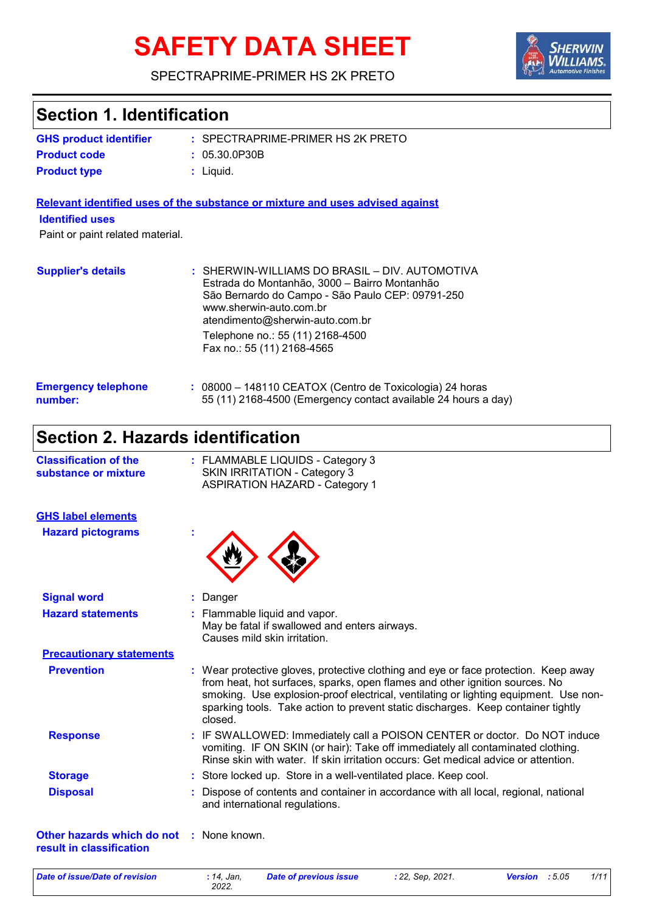# SAFETY DATA SHEET

SPECTRAPRIME-PRIMER HS 2K PRETO

## Section 1. Identification

| | | |
|---|---|---|
| **GHS product identifier** | : | SPECTRAPRIME-PRIMER HS 2K PRETO |
| **Product code** | : | 05.30.0P30B |
| **Product type** | : | Liquid. |

**Relevant identified uses of the substance or mixture and uses advised against**

**Identified uses**

Paint or paint related material.

**Supplier's details** : SHERWIN-WILLIAMS DO BRASIL – DIV. AUTOMOTIVA
Estrada do Montanhão, 3000 – Bairro Montanhão
São Bernardo do Campo - São Paulo CEP: 09791-250
www.sherwin-auto.com.br
atendimento@sherwin-auto.com.br
Telephone no.: 55 (11) 2168-4500
Fax no.: 55 (11) 2168-4565

**Emergency telephone number:** : 08000 – 148110 CEATOX (Centro de Toxicologia) 24 horas
55 (11) 2168-4500 (Emergency contact available 24 hours a day)

## Section 2. Hazards identification

**Classification of the substance or mixture** : FLAMMABLE LIQUIDS - Category 3
SKIN IRRITATION - Category 3
ASPIRATION HAZARD - Category 1

**GHS label elements**

**Hazard pictograms** :

**Signal word** : Danger

**Hazard statements** : Flammable liquid and vapor.
May be fatal if swallowed and enters airways.
Causes mild skin irritation.

**Precautionary statements**

**Prevention** : Wear protective gloves, protective clothing and eye or face protection. Keep away from heat, hot surfaces, sparks, open flames and other ignition sources. No smoking. Use explosion-proof electrical, ventilating or lighting equipment. Use non-sparking tools. Take action to prevent static discharges. Keep container tightly closed.

**Response** : IF SWALLOWED: Immediately call a POISON CENTER or doctor. Do NOT induce vomiting. IF ON SKIN (or hair): Take off immediately all contaminated clothing. Rinse skin with water. If skin irritation occurs: Get medical advice or attention.

**Storage** : Store locked up. Store in a well-ventilated place. Keep cool.

**Disposal** : Dispose of contents and container in accordance with all local, regional, national and international regulations.

**Other hazards which do not result in classification** : None known.

| Date of issue/Date of revision | : 14, Jan, 2022. | Date of previous issue | : 22, Sep, 2021. | Version | : 5.05 |
|---|---|---|---|---|---|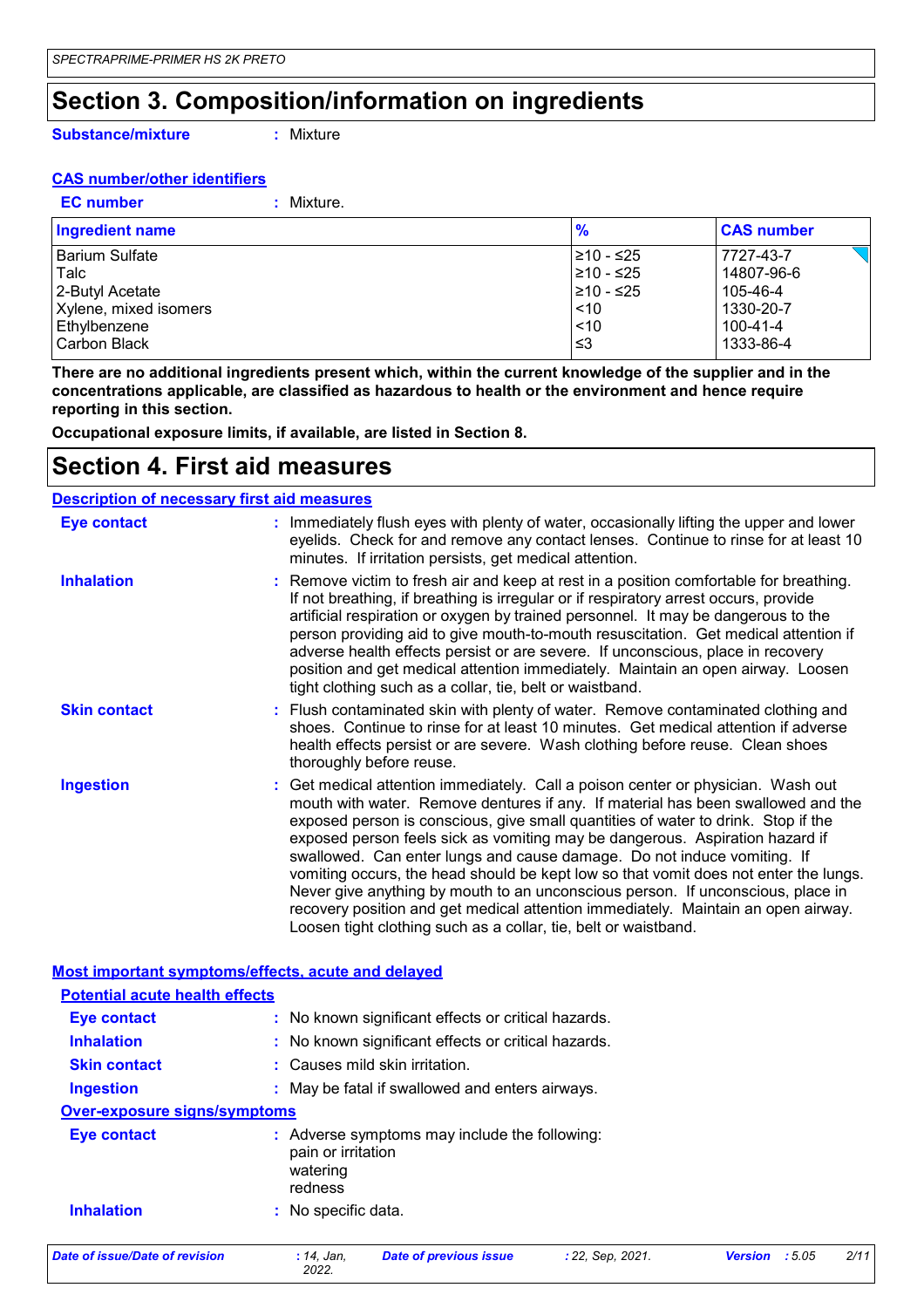## Section 3. Composition/information on ingredients

**Substance/mixture** : Mixture

**CAS number/other identifiers**

**EC number** : Mixture.

| Ingredient name | % | CAS number |
|---|---|---|
| Barium Sulfate | ≥10 - ≤25 | 7727-43-7 |
| Talc | ≥10 - ≤25 | 14807-96-6 |
| 2-Butyl Acetate | ≥10 - ≤25 | 105-46-4 |
| Xylene, mixed isomers | <10 | 1330-20-7 |
| Ethylbenzene | <10 | 100-41-4 |
| Carbon Black | ≤3 | 1333-86-4 |

**There are no additional ingredients present which, within the current knowledge of the supplier and in the concentrations applicable, are classified as hazardous to health or the environment and hence require reporting in this section.**

**Occupational exposure limits, if available, are listed in Section 8.**

## Section 4. First aid measures

**Description of necessary first aid measures**

**Eye contact** : Immediately flush eyes with plenty of water, occasionally lifting the upper and lower eyelids. Check for and remove any contact lenses. Continue to rinse for at least 10 minutes. If irritation persists, get medical attention.

**Inhalation** : Remove victim to fresh air and keep at rest in a position comfortable for breathing. If not breathing, if breathing is irregular or if respiratory arrest occurs, provide artificial respiration or oxygen by trained personnel. It may be dangerous to the person providing aid to give mouth-to-mouth resuscitation. Get medical attention if adverse health effects persist or are severe. If unconscious, place in recovery position and get medical attention immediately. Maintain an open airway. Loosen tight clothing such as a collar, tie, belt or waistband.

**Skin contact** : Flush contaminated skin with plenty of water. Remove contaminated clothing and shoes. Continue to rinse for at least 10 minutes. Get medical attention if adverse health effects persist or are severe. Wash clothing before reuse. Clean shoes thoroughly before reuse.

**Ingestion** : Get medical attention immediately. Call a poison center or physician. Wash out mouth with water. Remove dentures if any. If material has been swallowed and the exposed person is conscious, give small quantities of water to drink. Stop if the exposed person feels sick as vomiting may be dangerous. Aspiration hazard if swallowed. Can enter lungs and cause damage. Do not induce vomiting. If vomiting occurs, the head should be kept low so that vomit does not enter the lungs. Never give anything by mouth to an unconscious person. If unconscious, place in recovery position and get medical attention immediately. Maintain an open airway. Loosen tight clothing such as a collar, tie, belt or waistband.

**Most important symptoms/effects, acute and delayed**

**Potential acute health effects**

**Eye contact** : No known significant effects or critical hazards.

**Inhalation** : No known significant effects or critical hazards.

**Skin contact** : Causes mild skin irritation.

**Ingestion** : May be fatal if swallowed and enters airways.

**Over-exposure signs/symptoms**

**Eye contact** : Adverse symptoms may include the following:
pain or irritation
watering
redness

**Inhalation** : No specific data.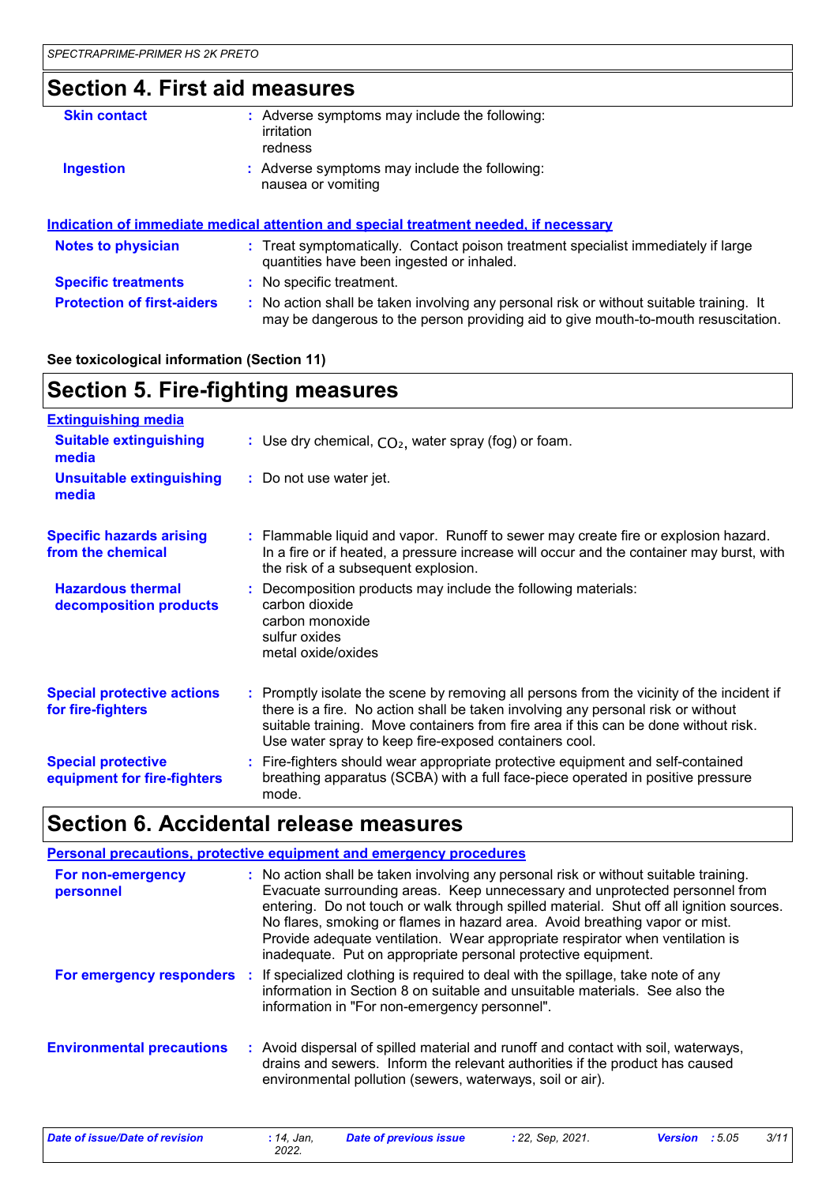## Section 4. First aid measures

**Skin contact** : Adverse symptoms may include the following:
irritation
redness

**Ingestion** : Adverse symptoms may include the following:
nausea or vomiting

### Indication of immediate medical attention and special treatment needed, if necessary

**Notes to physician** : Treat symptomatically. Contact poison treatment specialist immediately if large quantities have been ingested or inhaled.

**Specific treatments** : No specific treatment.

**Protection of first-aiders** : No action shall be taken involving any personal risk or without suitable training. It may be dangerous to the person providing aid to give mouth-to-mouth resuscitation.

**See toxicological information (Section 11)**

## Section 5. Fire-fighting measures

### Extinguishing media

**Suitable extinguishing media** : Use dry chemical, $CO_2$, water spray (fog) or foam.

**Unsuitable extinguishing media** : Do not use water jet.

**Specific hazards arising from the chemical** : Flammable liquid and vapor. Runoff to sewer may create fire or explosion hazard. In a fire or if heated, a pressure increase will occur and the container may burst, with the risk of a subsequent explosion.

**Hazardous thermal decomposition products** : Decomposition products may include the following materials:
carbon dioxide
carbon monoxide
sulfur oxides
metal oxide/oxides

**Special protective actions for fire-fighters** : Promptly isolate the scene by removing all persons from the vicinity of the incident if there is a fire. No action shall be taken involving any personal risk or without suitable training. Move containers from fire area if this can be done without risk. Use water spray to keep fire-exposed containers cool.

**Special protective equipment for fire-fighters** : Fire-fighters should wear appropriate protective equipment and self-contained breathing apparatus (SCBA) with a full face-piece operated in positive pressure mode.

## Section 6. Accidental release measures

### Personal precautions, protective equipment and emergency procedures

**For non-emergency personnel** : No action shall be taken involving any personal risk or without suitable training. Evacuate surrounding areas. Keep unnecessary and unprotected personnel from entering. Do not touch or walk through spilled material. Shut off all ignition sources. No flares, smoking or flames in hazard area. Avoid breathing vapor or mist. Provide adequate ventilation. Wear appropriate respirator when ventilation is inadequate. Put on appropriate personal protective equipment.

**For emergency responders** : If specialized clothing is required to deal with the spillage, take note of any information in Section 8 on suitable and unsuitable materials. See also the information in "For non-emergency personnel".

**Environmental precautions** : Avoid dispersal of spilled material and runoff and contact with soil, waterways, drains and sewers. Inform the relevant authorities if the product has caused environmental pollution (sewers, waterways, soil or air).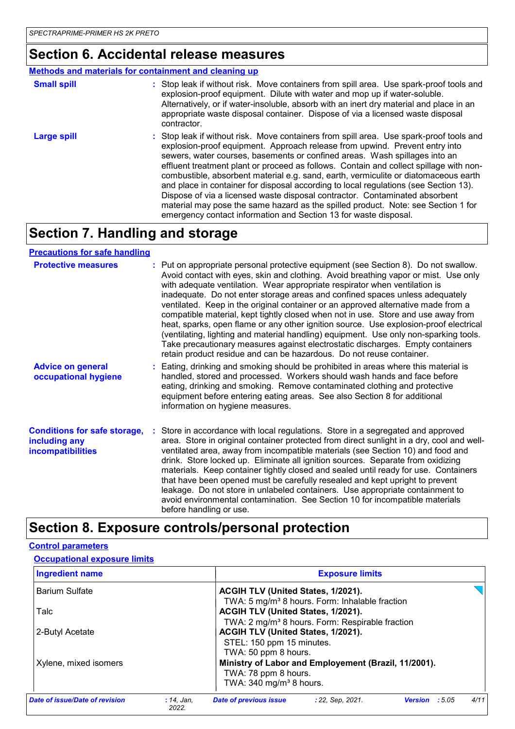## Section 6. Accidental release measures

### Methods and materials for containment and cleaning up

**Small spill** : Stop leak if without risk. Move containers from spill area. Use spark-proof tools and explosion-proof equipment. Dilute with water and mop up if water-soluble. Alternatively, or if water-insoluble, absorb with an inert dry material and place in an appropriate waste disposal container. Dispose of via a licensed waste disposal contractor.

**Large spill** : Stop leak if without risk. Move containers from spill area. Use spark-proof tools and explosion-proof equipment. Approach release from upwind. Prevent entry into sewers, water courses, basements or confined areas. Wash spillages into an effluent treatment plant or proceed as follows. Contain and collect spillage with non-combustible, absorbent material e.g. sand, earth, vermiculite or diatomaceous earth and place in container for disposal according to local regulations (see Section 13). Dispose of via a licensed waste disposal contractor. Contaminated absorbent material may pose the same hazard as the spilled product. Note: see Section 1 for emergency contact information and Section 13 for waste disposal.

## Section 7. Handling and storage

### Precautions for safe handling

**Protective measures** : Put on appropriate personal protective equipment (see Section 8). Do not swallow. Avoid contact with eyes, skin and clothing. Avoid breathing vapor or mist. Use only with adequate ventilation. Wear appropriate respirator when ventilation is inadequate. Do not enter storage areas and confined spaces unless adequately ventilated. Keep in the original container or an approved alternative made from a compatible material, kept tightly closed when not in use. Store and use away from heat, sparks, open flame or any other ignition source. Use explosion-proof electrical (ventilating, lighting and material handling) equipment. Use only non-sparking tools. Take precautionary measures against electrostatic discharges. Empty containers retain product residue and can be hazardous. Do not reuse container.

**Advice on general occupational hygiene** : Eating, drinking and smoking should be prohibited in areas where this material is handled, stored and processed. Workers should wash hands and face before eating, drinking and smoking. Remove contaminated clothing and protective equipment before entering eating areas. See also Section 8 for additional information on hygiene measures.

**Conditions for safe storage, including any incompatibilities** : Store in accordance with local regulations. Store in a segregated and approved area. Store in original container protected from direct sunlight in a dry, cool and well-ventilated area, away from incompatible materials (see Section 10) and food and drink. Store locked up. Eliminate all ignition sources. Separate from oxidizing materials. Keep container tightly closed and sealed until ready for use. Containers that have been opened must be carefully resealed and kept upright to prevent leakage. Do not store in unlabeled containers. Use appropriate containment to avoid environmental contamination. See Section 10 for incompatible materials before handling or use.

## Section 8. Exposure controls/personal protection

### Control parameters

#### Occupational exposure limits

| Ingredient name | Exposure limits |
|---|---|
| Barium Sulfate | **ACGIH TLV (United States, 1/2021).**<br>TWA: 5 mg/m³ 8 hours. Form: Inhalable fraction |
| Talc | **ACGIH TLV (United States, 1/2021).**<br>TWA: 2 mg/m³ 8 hours. Form: Respirable fraction |
| 2-Butyl Acetate | **ACGIH TLV (United States, 1/2021).**<br>STEL: 150 ppm 15 minutes.<br>TWA: 50 ppm 8 hours. |
| Xylene, mixed isomers | **Ministry of Labor and Employement (Brazil, 11/2001).**<br>TWA: 78 ppm 8 hours.<br>TWA: 340 mg/m³ 8 hours. |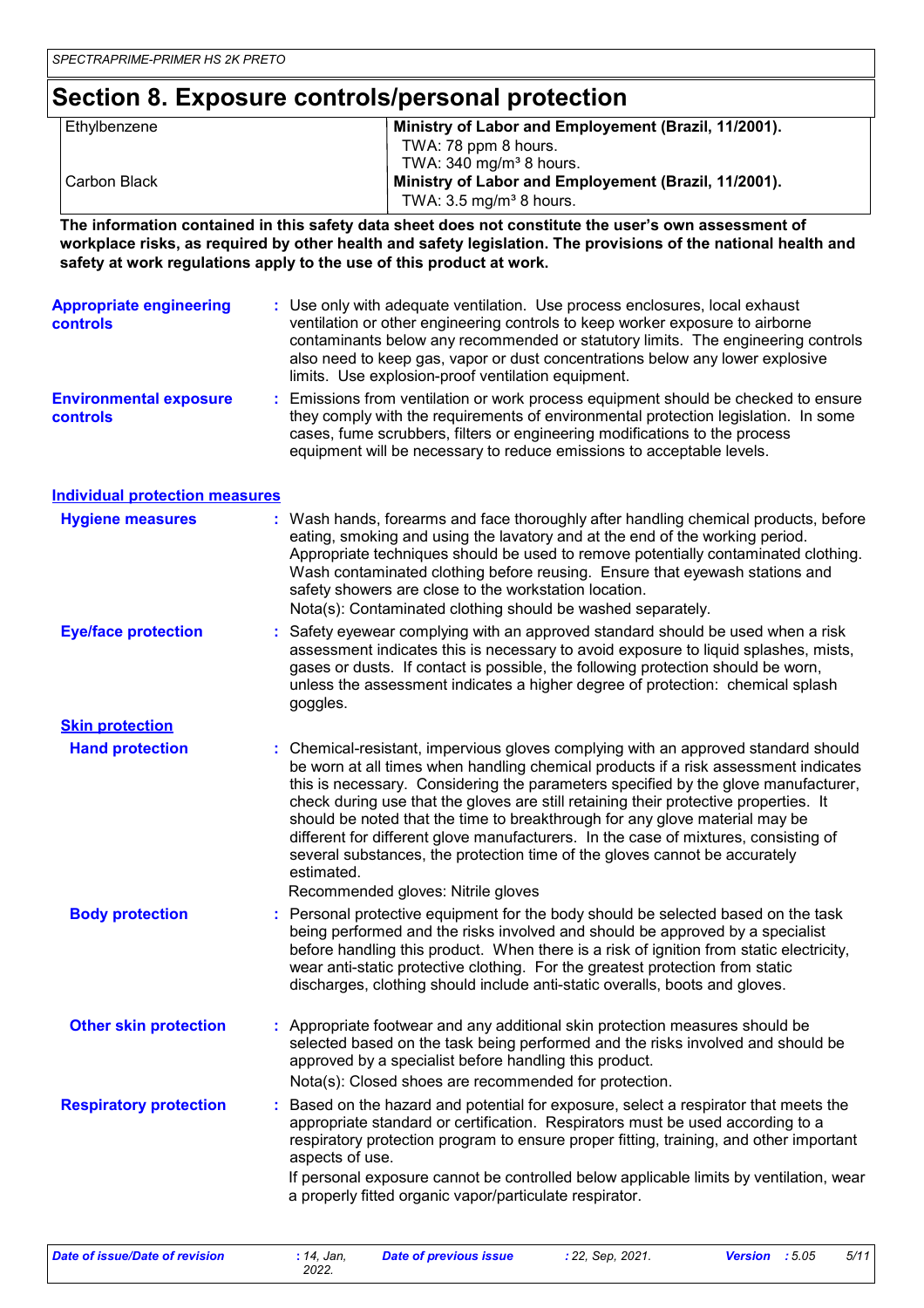# Section 8. Exposure controls/personal protection

| | |
|---|---|
| Ethylbenzene | **Ministry of Labor and Employement (Brazil, 11/2001).**<br>TWA: 78 ppm 8 hours.<br>TWA: 340 mg/m³ 8 hours. |
| Carbon Black | **Ministry of Labor and Employement (Brazil, 11/2001).**<br>TWA: 3.5 mg/m³ 8 hours. |

**The information contained in this safety data sheet does not constitute the user's own assessment of workplace risks, as required by other health and safety legislation. The provisions of the national health and safety at work regulations apply to the use of this product at work.**

**Appropriate engineering controls** : Use only with adequate ventilation. Use process enclosures, local exhaust ventilation or other engineering controls to keep worker exposure to airborne contaminants below any recommended or statutory limits. The engineering controls also need to keep gas, vapor or dust concentrations below any lower explosive limits. Use explosion-proof ventilation equipment.

**Environmental exposure controls** : Emissions from ventilation or work process equipment should be checked to ensure they comply with the requirements of environmental protection legislation. In some cases, fume scrubbers, filters or engineering modifications to the process equipment will be necessary to reduce emissions to acceptable levels.

## Individual protection measures

**Hygiene measures** : Wash hands, forearms and face thoroughly after handling chemical products, before eating, smoking and using the lavatory and at the end of the working period. Appropriate techniques should be used to remove potentially contaminated clothing. Wash contaminated clothing before reusing. Ensure that eyewash stations and safety showers are close to the workstation location.
Nota(s): Contaminated clothing should be washed separately.

**Eye/face protection** : Safety eyewear complying with an approved standard should be used when a risk assessment indicates this is necessary to avoid exposure to liquid splashes, mists, gases or dusts. If contact is possible, the following protection should be worn, unless the assessment indicates a higher degree of protection: chemical splash goggles.

### Skin protection

**Hand protection** : Chemical-resistant, impervious gloves complying with an approved standard should be worn at all times when handling chemical products if a risk assessment indicates this is necessary. Considering the parameters specified by the glove manufacturer, check during use that the gloves are still retaining their protective properties. It should be noted that the time to breakthrough for any glove material may be different for different glove manufacturers. In the case of mixtures, consisting of several substances, the protection time of the gloves cannot be accurately estimated.
Recommended gloves: Nitrile gloves

**Body protection** : Personal protective equipment for the body should be selected based on the task being performed and the risks involved and should be approved by a specialist before handling this product. When there is a risk of ignition from static electricity, wear anti-static protective clothing. For the greatest protection from static discharges, clothing should include anti-static overalls, boots and gloves.

**Other skin protection** : Appropriate footwear and any additional skin protection measures should be selected based on the task being performed and the risks involved and should be approved by a specialist before handling this product.
Nota(s): Closed shoes are recommended for protection.

**Respiratory protection** : Based on the hazard and potential for exposure, select a respirator that meets the appropriate standard or certification. Respirators must be used according to a respiratory protection program to ensure proper fitting, training, and other important aspects of use.
If personal exposure cannot be controlled below applicable limits by ventilation, wear a properly fitted organic vapor/particulate respirator.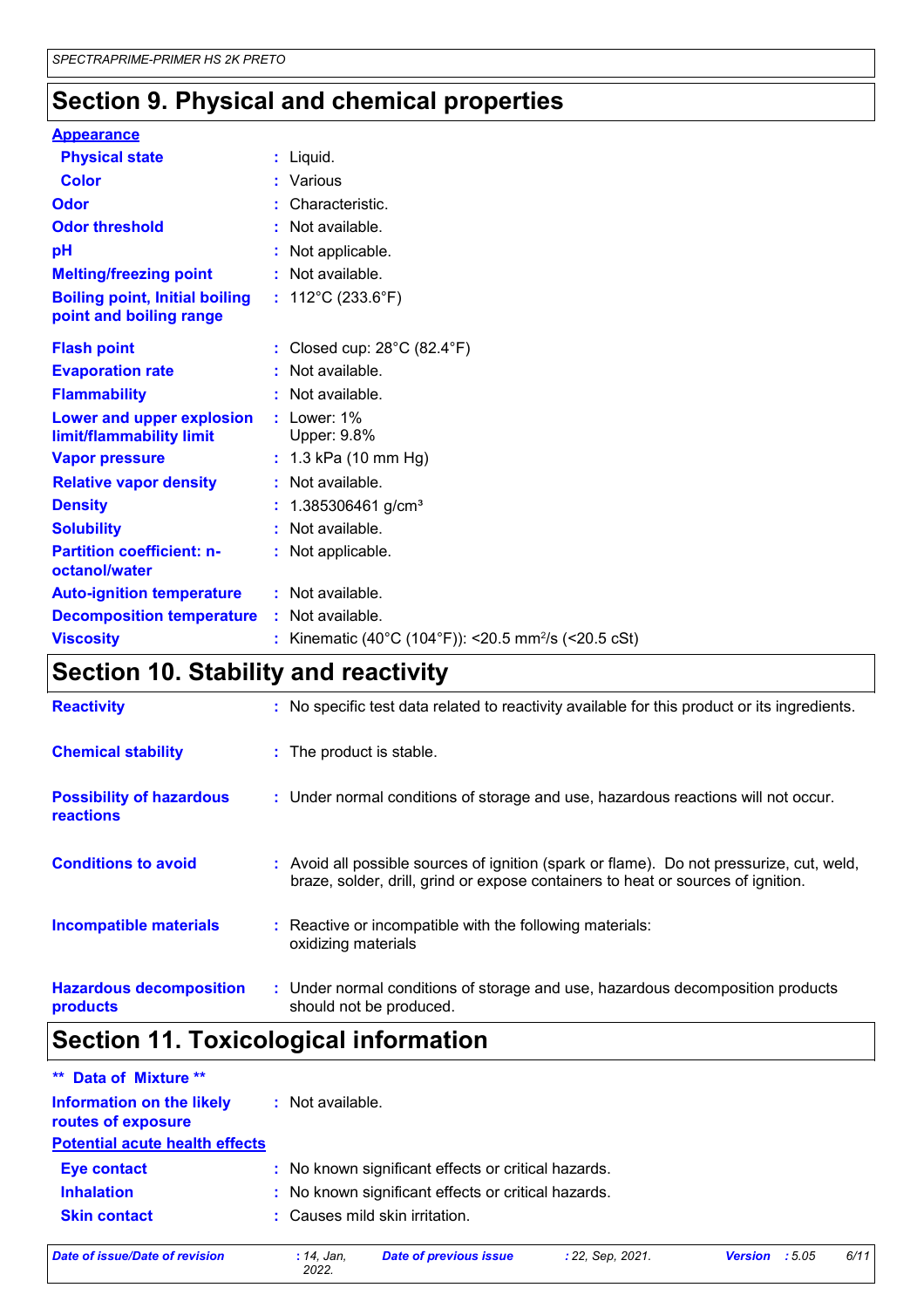## Section 9. Physical and chemical properties

**Appearance**

| | | |
|---|---|---|
| **Physical state** | : | Liquid. |
| **Color** | : | Various |
| **Odor** | : | Characteristic. |
| **Odor threshold** | : | Not available. |
| **pH** | : | Not applicable. |
| **Melting/freezing point** | : | Not available. |
| **Boiling point, Initial boiling point and boiling range** | : | 112°C (233.6°F) |
| **Flash point** | : | Closed cup: 28°C (82.4°F) |
| **Evaporation rate** | : | Not available. |
| **Flammability** | : | Not available. |
| **Lower and upper explosion limit/flammability limit** | : | Lower: 1%<br>Upper: 9.8% |
| **Vapor pressure** | : | 1.3 kPa (10 mm Hg) |
| **Relative vapor density** | : | Not available. |
| **Density** | : | 1.385306461 $g/cm^3$ |
| **Solubility** | : | Not available. |
| **Partition coefficient: n-octanol/water** | : | Not applicable. |
| **Auto-ignition temperature** | : | Not available. |
| **Decomposition temperature** | : | Not available. |
| **Viscosity** | : | Kinematic (40°C (104°F)): <20.5 $mm^2/s$ (<20.5 cSt) |

## Section 10. Stability and reactivity

| | | |
|---|---|---|
| **Reactivity** | : | No specific test data related to reactivity available for this product or its ingredients. |
| **Chemical stability** | : | The product is stable. |
| **Possibility of hazardous reactions** | : | Under normal conditions of storage and use, hazardous reactions will not occur. |
| **Conditions to avoid** | : | Avoid all possible sources of ignition (spark or flame). Do not pressurize, cut, weld, braze, solder, drill, grind or expose containers to heat or sources of ignition. |
| **Incompatible materials** | : | Reactive or incompatible with the following materials:<br>oxidizing materials |
| **Hazardous decomposition products** | : | Under normal conditions of storage and use, hazardous decomposition products should not be produced. |

## Section 11. Toxicological information

**\*\* Data of Mixture \*\***

| | | |
|---|---|---|
| **Information on the likely routes of exposure** | : | Not available. |

**Potential acute health effects**

| | | |
|---|---|---|
| **Eye contact** | : | No known significant effects or critical hazards. |
| **Inhalation** | : | No known significant effects or critical hazards. |
| **Skin contact** | : | Causes mild skin irritation. |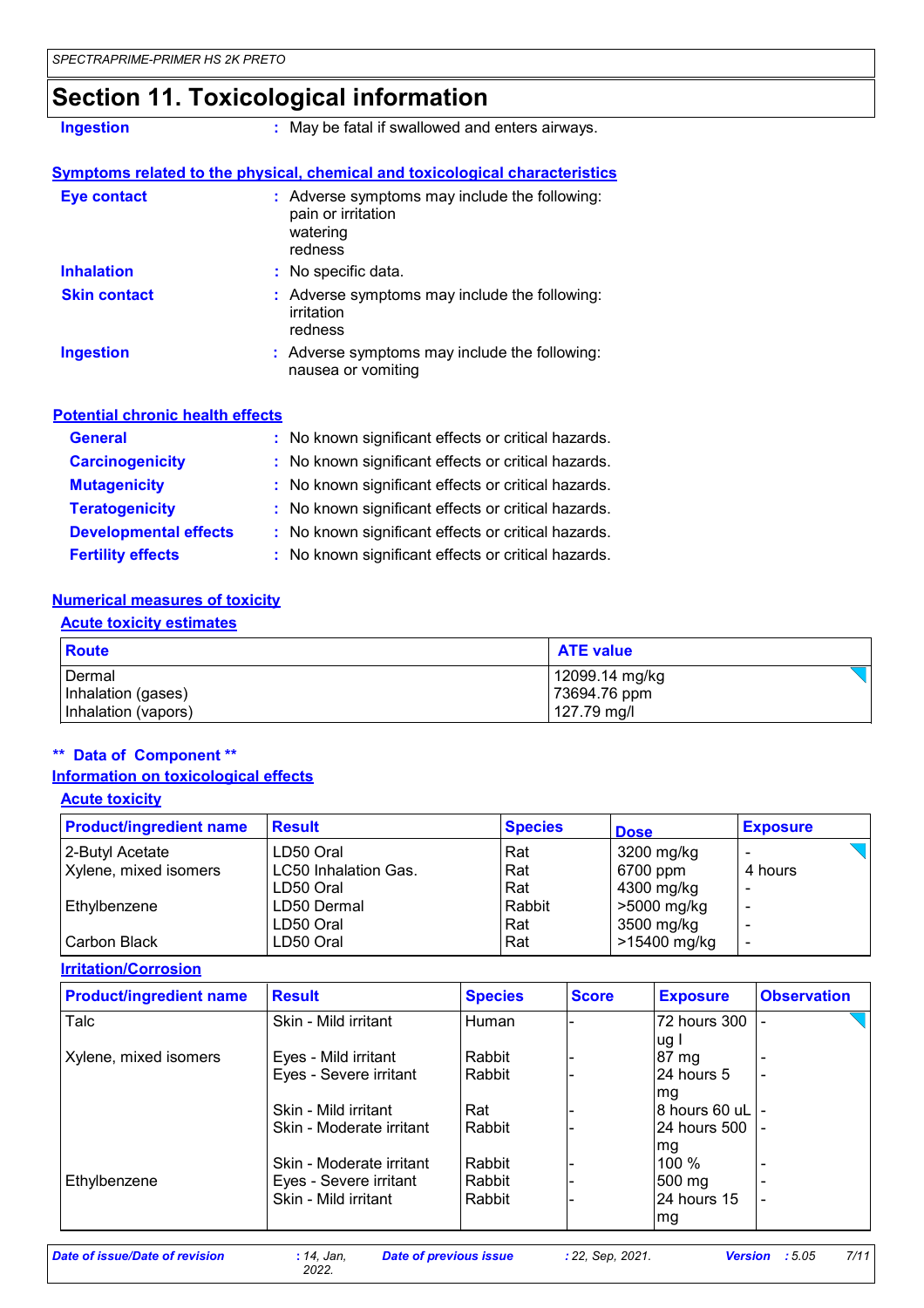## Section 11. Toxicological information

**Ingestion** : May be fatal if swallowed and enters airways.

**Symptoms related to the physical, chemical and toxicological characteristics**

**Eye contact** : Adverse symptoms may include the following:
pain or irritation
watering
redness

**Inhalation** : No specific data.

**Skin contact** : Adverse symptoms may include the following:
irritation
redness

**Ingestion** : Adverse symptoms may include the following:
nausea or vomiting

**Potential chronic health effects**

**General** : No known significant effects or critical hazards.

**Carcinogenicity** : No known significant effects or critical hazards.

**Mutagenicity** : No known significant effects or critical hazards.

**Teratogenicity** : No known significant effects or critical hazards.

**Developmental effects** : No known significant effects or critical hazards.

**Fertility effects** : No known significant effects or critical hazards.

**Numerical measures of toxicity**

**Acute toxicity estimates**

| Route | ATE value |
|---|---|
| Dermal | 12099.14 mg/kg |
| Inhalation (gases) | 73694.76 ppm |
| Inhalation (vapors) | 127.79 mg/l |

**\*\* Data of Component \*\***

**Information on toxicological effects**

**Acute toxicity**

| Product/ingredient name | Result | Species | Dose | Exposure |
|---|---|---|---|---|
| 2-Butyl Acetate | LD50 Oral | Rat | 3200 mg/kg | - |
| Xylene, mixed isomers | LC50 Inhalation Gas. | Rat | 6700 ppm | 4 hours |
| | LD50 Oral | Rat | 4300 mg/kg | - |
| Ethylbenzene | LD50 Dermal | Rabbit | >5000 mg/kg | - |
| | LD50 Oral | Rat | 3500 mg/kg | - |
| Carbon Black | LD50 Oral | Rat | >15400 mg/kg | - |

**Irritation/Corrosion**

| Product/ingredient name | Result | Species | Score | Exposure | Observation |
|---|---|---|---|---|---|
| Talc | Skin - Mild irritant | Human | - | 72 hours 300 ug I | - |
| Xylene, mixed isomers | Eyes - Mild irritant | Rabbit | - | 87 mg | - |
| | Eyes - Severe irritant | Rabbit | - | 24 hours 5 mg | - |
| | Skin - Mild irritant | Rat | - | 8 hours 60 uL | - |
| | Skin - Moderate irritant | Rabbit | - | 24 hours 500 mg | - |
| | Skin - Moderate irritant | Rabbit | - | 100 % | - |
| Ethylbenzene | Eyes - Severe irritant | Rabbit | - | 500 mg | - |
| | Skin - Mild irritant | Rabbit | - | 24 hours 15 mg | - |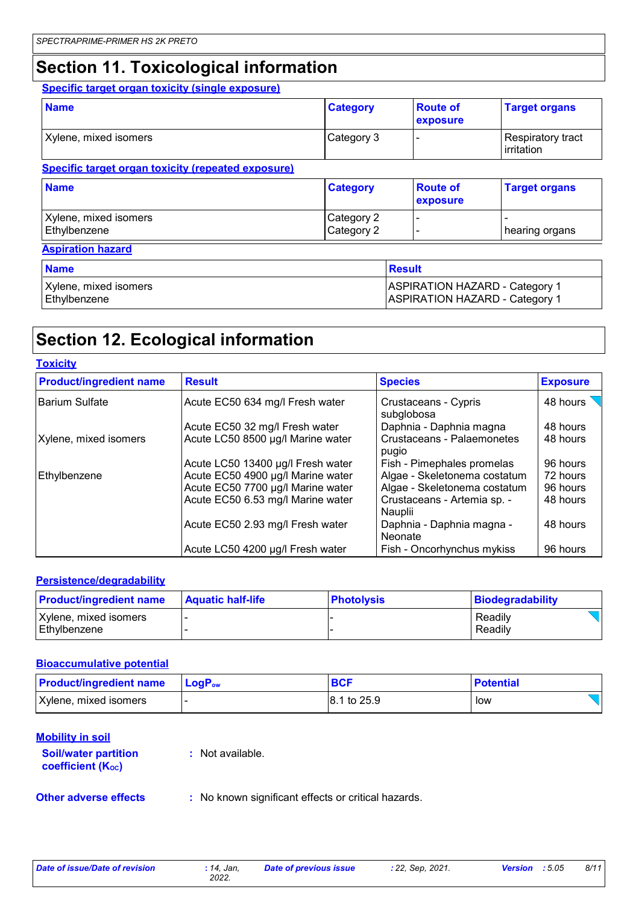## Section 11. Toxicological information

**Specific target organ toxicity (single exposure)**

| Name | Category | Route of exposure | Target organs |
|---|---|---|---|
| Xylene, mixed isomers | Category 3 | - | Respiratory tract irritation |

**Specific target organ toxicity (repeated exposure)**

| Name | Category | Route of exposure | Target organs |
|---|---|---|---|
| Xylene, mixed isomers | Category 2 | - | - |
| Ethylbenzene | Category 2 | - | hearing organs |

**Aspiration hazard**

| Name | Result |
|---|---|
| Xylene, mixed isomers | ASPIRATION HAZARD - Category 1 |
| Ethylbenzene | ASPIRATION HAZARD - Category 1 |

## Section 12. Ecological information

**Toxicity**

| Product/ingredient name | Result | Species | Exposure |
|---|---|---|---|
| Barium Sulfate | Acute EC50 634 mg/l Fresh water | Crustaceans - Cypris subglobosa | 48 hours |
| | Acute EC50 32 mg/l Fresh water | Daphnia - Daphnia magna | 48 hours |
| Xylene, mixed isomers | Acute LC50 8500 µg/l Marine water | Crustaceans - Palaemonetes pugio | 48 hours |
| | Acute LC50 13400 µg/l Fresh water | Fish - Pimephales promelas | 96 hours |
| Ethylbenzene | Acute EC50 4900 µg/l Marine water | Algae - Skeletonema costatum | 72 hours |
| | Acute EC50 7700 µg/l Marine water | Algae - Skeletonema costatum | 96 hours |
| | Acute EC50 6.53 mg/l Marine water | Crustaceans - Artemia sp. - Nauplii | 48 hours |
| | Acute EC50 2.93 mg/l Fresh water | Daphnia - Daphnia magna - Neonate | 48 hours |
| | Acute LC50 4200 µg/l Fresh water | Fish - Oncorhynchus mykiss | 96 hours |

**Persistence/degradability**

| Product/ingredient name | Aquatic half-life | Photolysis | Biodegradability |
|---|---|---|---|
| Xylene, mixed isomers | - | - | Readily |
| Ethylbenzene | - | - | Readily |

**Bioaccumulative potential**

| Product/ingredient name | $LogP_{ow}$ | BCF | Potential |
|---|---|---|---|
| Xylene, mixed isomers | - | 8.1 to 25.9 | low |

**Mobility in soil**

**Soil/water partition coefficient ($K_{OC}$)** : Not available.

**Other adverse effects** : No known significant effects or critical hazards.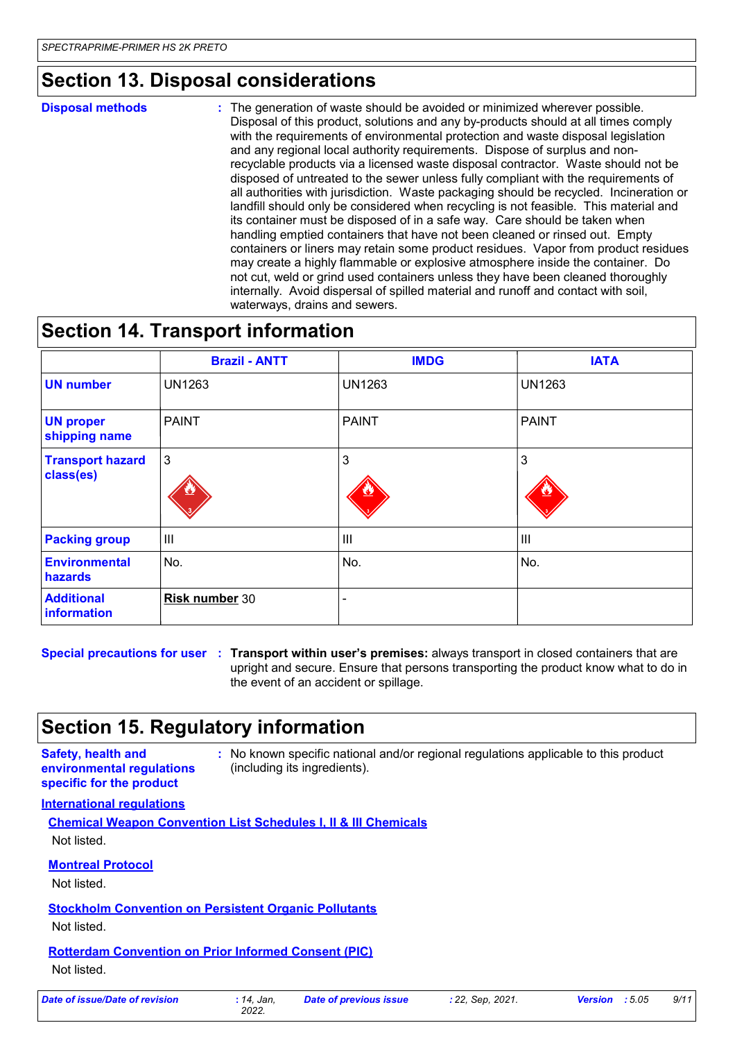## Section 13. Disposal considerations

**Disposal methods** : The generation of waste should be avoided or minimized wherever possible. Disposal of this product, solutions and any by-products should at all times comply with the requirements of environmental protection and waste disposal legislation and any regional local authority requirements. Dispose of surplus and non-recyclable products via a licensed waste disposal contractor. Waste should not be disposed of untreated to the sewer unless fully compliant with the requirements of all authorities with jurisdiction. Waste packaging should be recycled. Incineration or landfill should only be considered when recycling is not feasible. This material and its container must be disposed of in a safe way. Care should be taken when handling emptied containers that have not been cleaned or rinsed out. Empty containers or liners may retain some product residues. Vapor from product residues may create a highly flammable or explosive atmosphere inside the container. Do not cut, weld or grind used containers unless they have been cleaned thoroughly internally. Avoid dispersal of spilled material and runoff and contact with soil, waterways, drains and sewers.

## Section 14. Transport information

| | Brazil - ANTT | IMDG | IATA |
|---|---|---|---|
| **UN number** | UN1263 | UN1263 | UN1263 |
| **UN proper shipping name** | PAINT | PAINT | PAINT |
| **Transport hazard class(es)** | 3 | 3 | 3 |
| **Packing group** | III | III | III |
| **Environmental hazards** | No. | No. | No. |
| **Additional information** | **Risk number** 30 | - | |

**Special precautions for user** : **Transport within user's premises:** always transport in closed containers that are upright and secure. Ensure that persons transporting the product know what to do in the event of an accident or spillage.

## Section 15. Regulatory information

**Safety, health and environmental regulations specific for the product** : No known specific national and/or regional regulations applicable to this product (including its ingredients).

**International regulations**

**Chemical Weapon Convention List Schedules I, II & III Chemicals**

Not listed.

**Montreal Protocol**

Not listed.

**Stockholm Convention on Persistent Organic Pollutants**

Not listed.

**Rotterdam Convention on Prior Informed Consent (PIC)**

Not listed.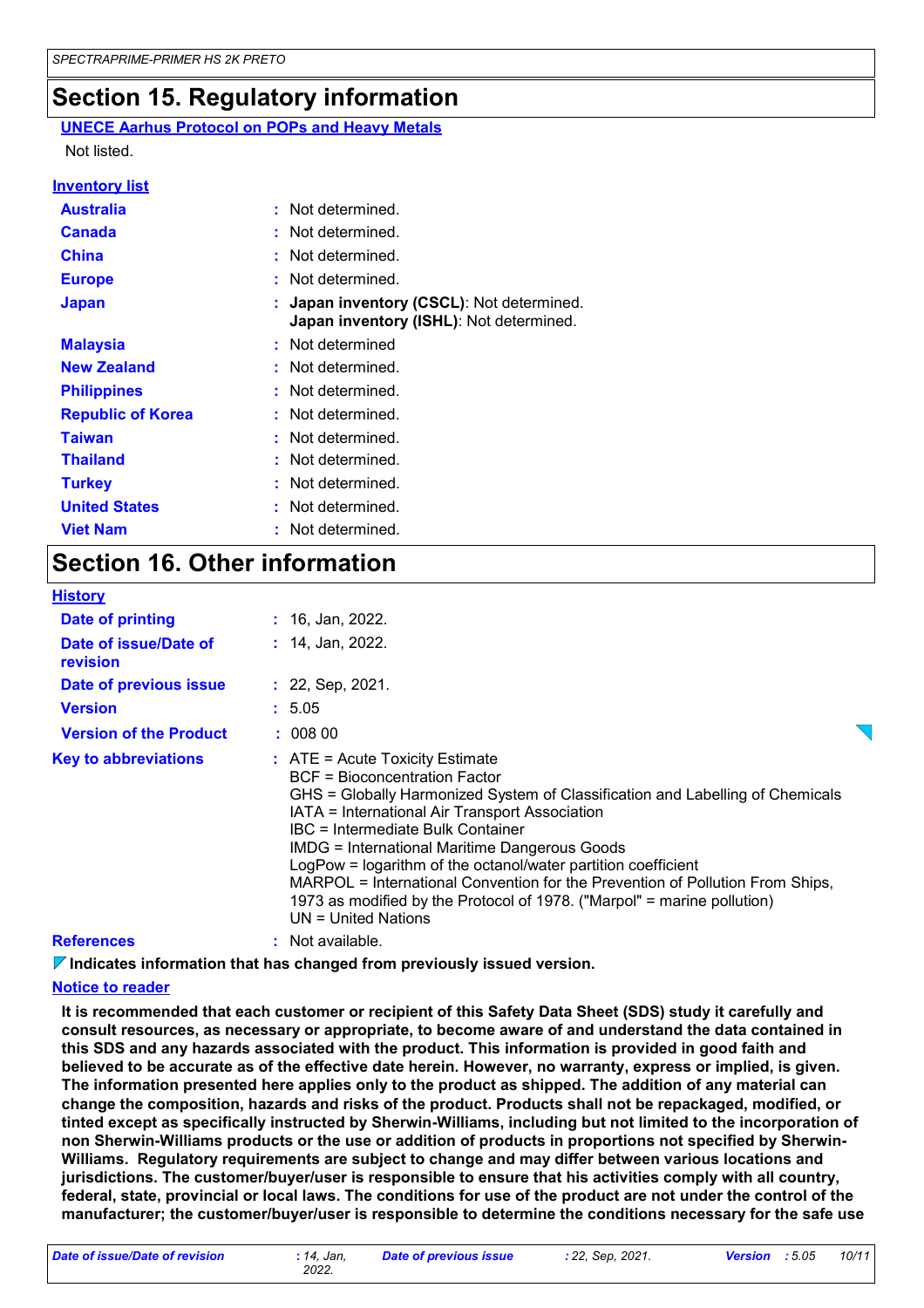## Section 15. Regulatory information

**UNECE Aarhus Protocol on POPs and Heavy Metals**

Not listed.

**Inventory list**

| | |
|---|---|
| **Australia** | : Not determined. |
| **Canada** | : Not determined. |
| **China** | : Not determined. |
| **Europe** | : Not determined. |
| **Japan** | : **Japan inventory (CSCL)**: Not determined. **Japan inventory (ISHL)**: Not determined. |
| **Malaysia** | : Not determined |
| **New Zealand** | : Not determined. |
| **Philippines** | : Not determined. |
| **Republic of Korea** | : Not determined. |
| **Taiwan** | : Not determined. |
| **Thailand** | : Not determined. |
| **Turkey** | : Not determined. |
| **United States** | : Not determined. |
| **Viet Nam** | : Not determined. |

## Section 16. Other information

**History**

| | |
|---|---|
| **Date of printing** | : 16, Jan, 2022. |
| **Date of issue/Date of revision** | : 14, Jan, 2022. |
| **Date of previous issue** | : 22, Sep, 2021. |
| **Version** | : 5.05 |
| **Version of the Product** | : 008 00 |

**Key to abbreviations** : ATE = Acute Toxicity Estimate
BCF = Bioconcentration Factor
GHS = Globally Harmonized System of Classification and Labelling of Chemicals
IATA = International Air Transport Association
IBC = Intermediate Bulk Container
IMDG = International Maritime Dangerous Goods
LogPow = logarithm of the octanol/water partition coefficient
MARPOL = International Convention for the Prevention of Pollution From Ships, 1973 as modified by the Protocol of 1978. ("Marpol" = marine pollution)
UN = United Nations

**References** : Not available.

**Indicates information that has changed from previously issued version.**

**Notice to reader**

**It is recommended that each customer or recipient of this Safety Data Sheet (SDS) study it carefully and consult resources, as necessary or appropriate, to become aware of and understand the data contained in this SDS and any hazards associated with the product. This information is provided in good faith and believed to be accurate as of the effective date herein. However, no warranty, express or implied, is given. The information presented here applies only to the product as shipped. The addition of any material can change the composition, hazards and risks of the product. Products shall not be repackaged, modified, or tinted except as specifically instructed by Sherwin-Williams, including but not limited to the incorporation of non Sherwin-Williams products or the use or addition of products in proportions not specified by Sherwin-Williams. Regulatory requirements are subject to change and may differ between various locations and jurisdictions. The customer/buyer/user is responsible to ensure that his activities comply with all country, federal, state, provincial or local laws. The conditions for use of the product are not under the control of the manufacturer; the customer/buyer/user is responsible to determine the conditions necessary for the safe use**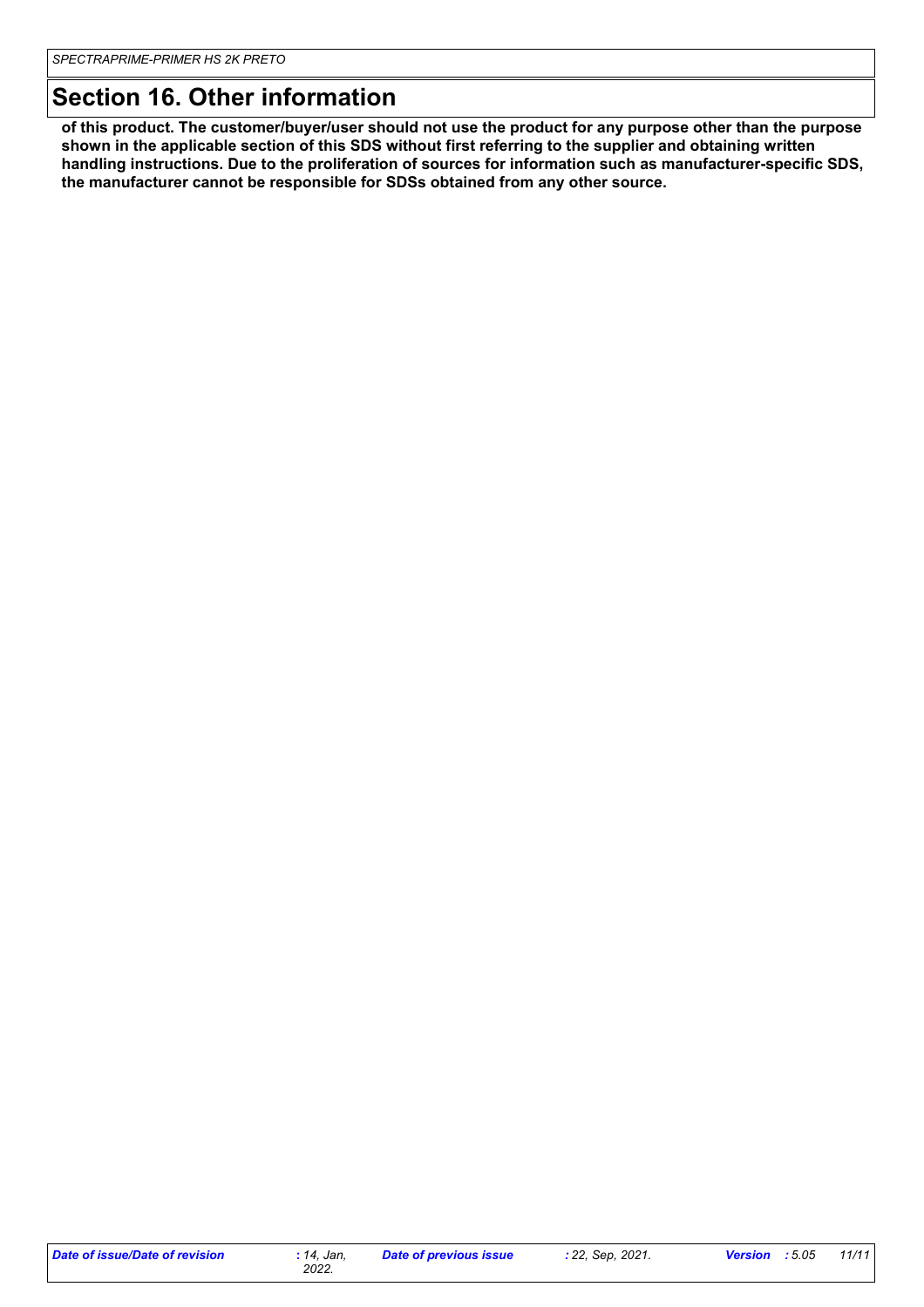## Section 16. Other information

**of this product. The customer/buyer/user should not use the product for any purpose other than the purpose shown in the applicable section of this SDS without first referring to the supplier and obtaining written handling instructions. Due to the proliferation of sources for information such as manufacturer-specific SDS, the manufacturer cannot be responsible for SDSs obtained from any other source.**